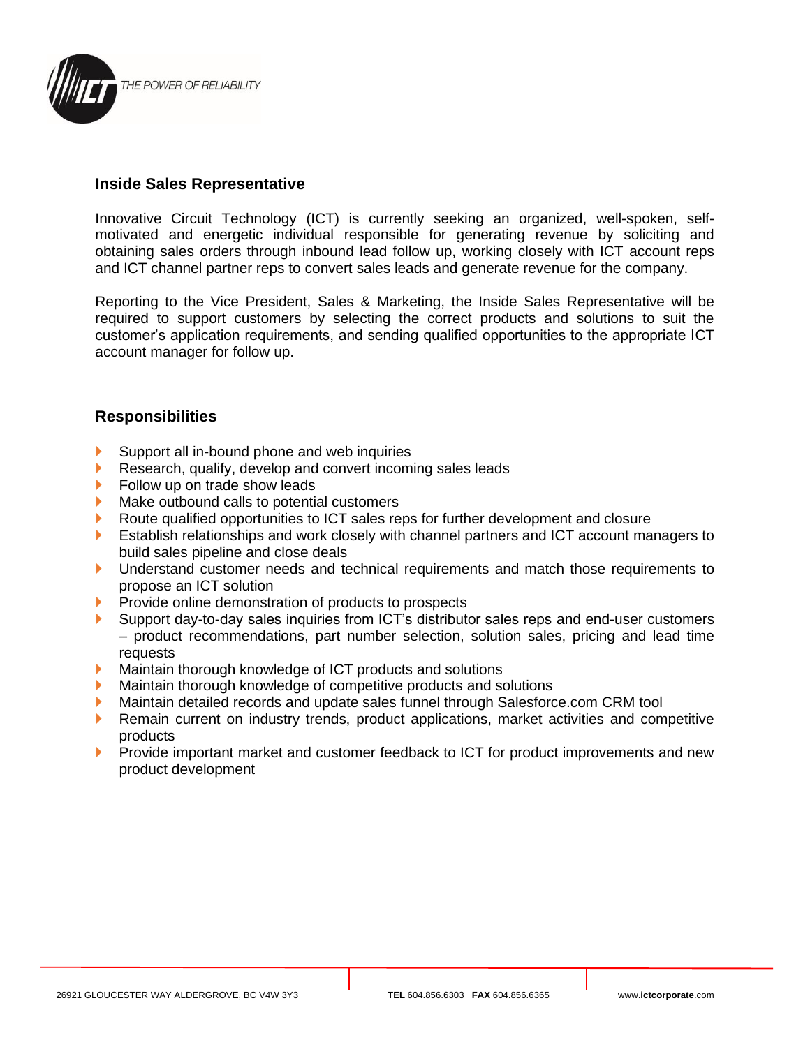THE POWER OF RELIABILITY

## Inside Sales Representative

Innovative Circuit Technology (ICT) is currently seeking an organized, well-spoken, self-motivated and energetic individual responsible for generating revenue by soliciting and obtaining sales orders through inbound lead follow up, working closely with ICT account reps and ICT channel partner reps to convert sales leads and generate revenue for the company.

Reporting to the Vice President, Sales & Marketing, the Inside Sales Representative will be required to support customers by selecting the correct products and solutions to suit the customer's application requirements, and sending qualified opportunities to the appropriate ICT account manager for follow up.

## Responsibilities

- Support all in-bound phone and web inquiries
- Research, qualify, develop and convert incoming sales leads
- Follow up on trade show leads
- Make outbound calls to potential customers
- Route qualified opportunities to ICT sales reps for further development and closure
- Establish relationships and work closely with channel partners and ICT account managers to build sales pipeline and close deals
- Understand customer needs and technical requirements and match those requirements to propose an ICT solution
- Provide online demonstration of products to prospects
- Support day-to-day sales inquiries from ICT's distributor sales reps and end-user customers – product recommendations, part number selection, solution sales, pricing and lead time requests
- Maintain thorough knowledge of ICT products and solutions
- Maintain thorough knowledge of competitive products and solutions
- Maintain detailed records and update sales funnel through Salesforce.com CRM tool
- Remain current on industry trends, product applications, market activities and competitive products
- Provide important market and customer feedback to ICT for product improvements and new product development

26921 GLOUCESTER WAY ALDERGROVE, BC V4W 3Y3 | **TEL** 604.856.6303 **FAX** 604.856.6365 | www.**ictcorporate**.com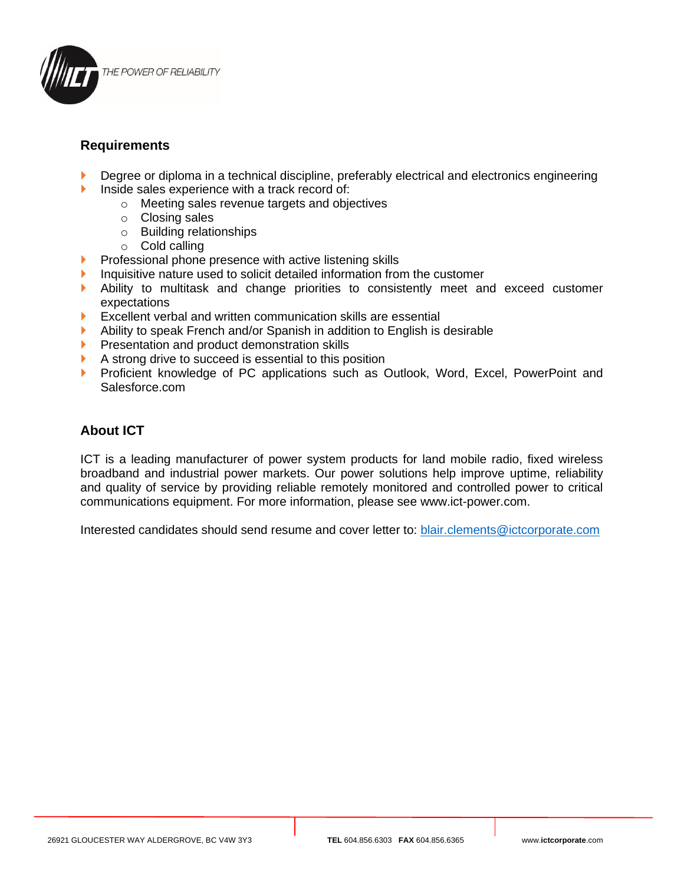## Requirements

- Degree or diploma in a technical discipline, preferably electrical and electronics engineering
- Inside sales experience with a track record of:
    - Meeting sales revenue targets and objectives
    - Closing sales
    - Building relationships
    - Cold calling
- Professional phone presence with active listening skills
- Inquisitive nature used to solicit detailed information from the customer
- Ability to multitask and change priorities to consistently meet and exceed customer expectations
- Excellent verbal and written communication skills are essential
- Ability to speak French and/or Spanish in addition to English is desirable
- Presentation and product demonstration skills
- A strong drive to succeed is essential to this position
- Proficient knowledge of PC applications such as Outlook, Word, Excel, PowerPoint and Salesforce.com

## About ICT

ICT is a leading manufacturer of power system products for land mobile radio, fixed wireless broadband and industrial power markets. Our power solutions help improve uptime, reliability and quality of service by providing reliable remotely monitored and controlled power to critical communications equipment. For more information, please see www.ict-power.com.

Interested candidates should send resume and cover letter to: blair.clements@ictcorporate.com